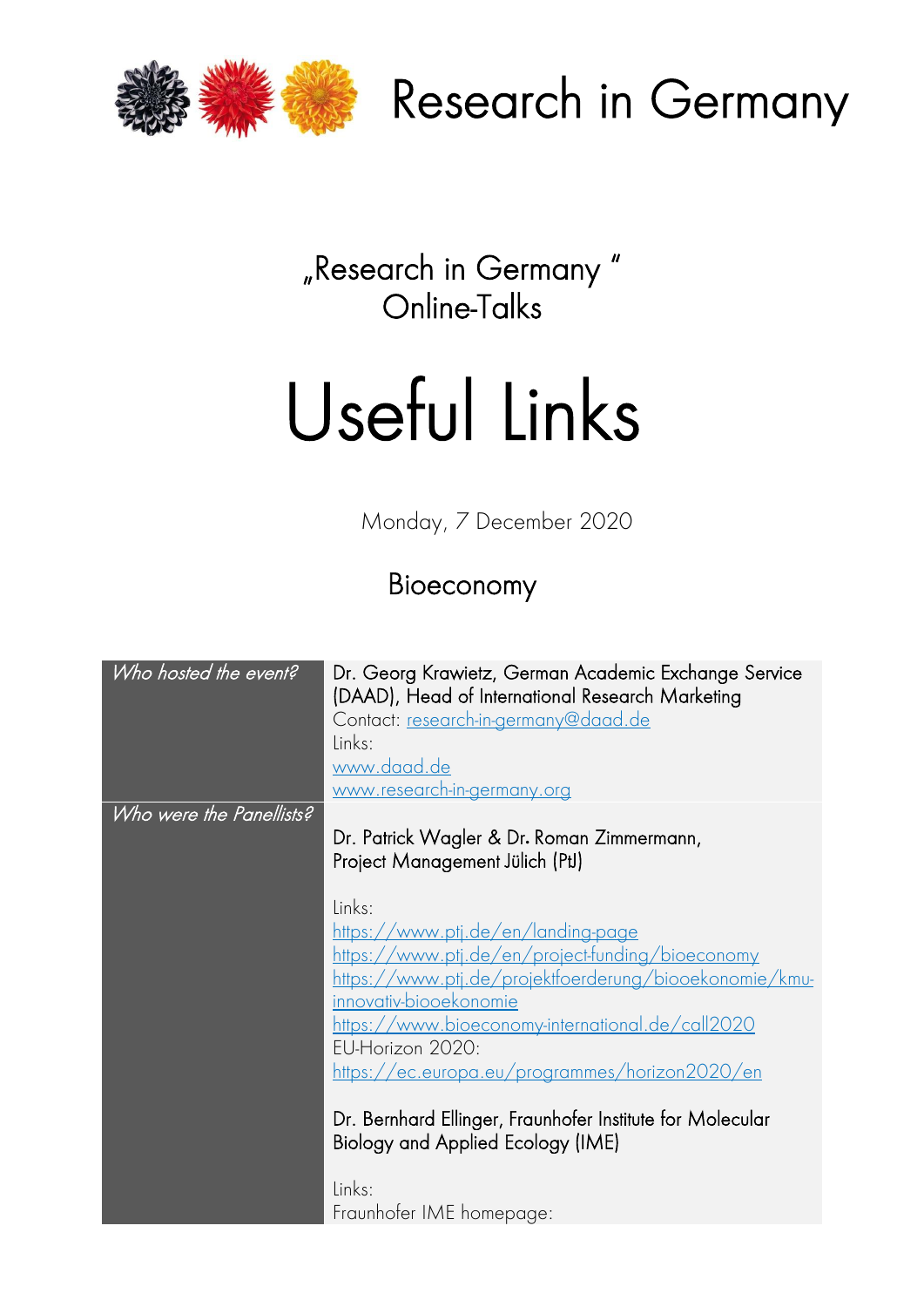# Research in Germany

„Research in Germany "
Online-Talks

# Useful Links

Monday, 7 December 2020

## Bioeconomy

| | |
|---|---|
| *Who hosted the event?* | Dr. Georg Krawietz, German Academic Exchange Service (DAAD), Head of International Research Marketing<br>Contact: research-in-germany@daad.de<br>Links:<br>www.daad.de<br>www.research-in-germany.org |
| *Who were the Panellists?* | Dr. Patrick Wagler & Dr. Roman Zimmermann, Project Management Jülich (PtJ)<br><br>Links:<br>https://www.ptj.de/en/landing-page<br>https://www.ptj.de/en/project-funding/bioeconomy<br>https://www.ptj.de/projektfoerderung/biooekonomie/kmu-innovativ-biooekonomie<br>https://www.bioeconomy-international.de/call2020<br>EU-Horizon 2020:<br>https://ec.europa.eu/programmes/horizon2020/en<br><br>Dr. Bernhard Ellinger, Fraunhofer Institute for Molecular Biology and Applied Ecology (IME)<br><br>Links:<br>Fraunhofer IME homepage: |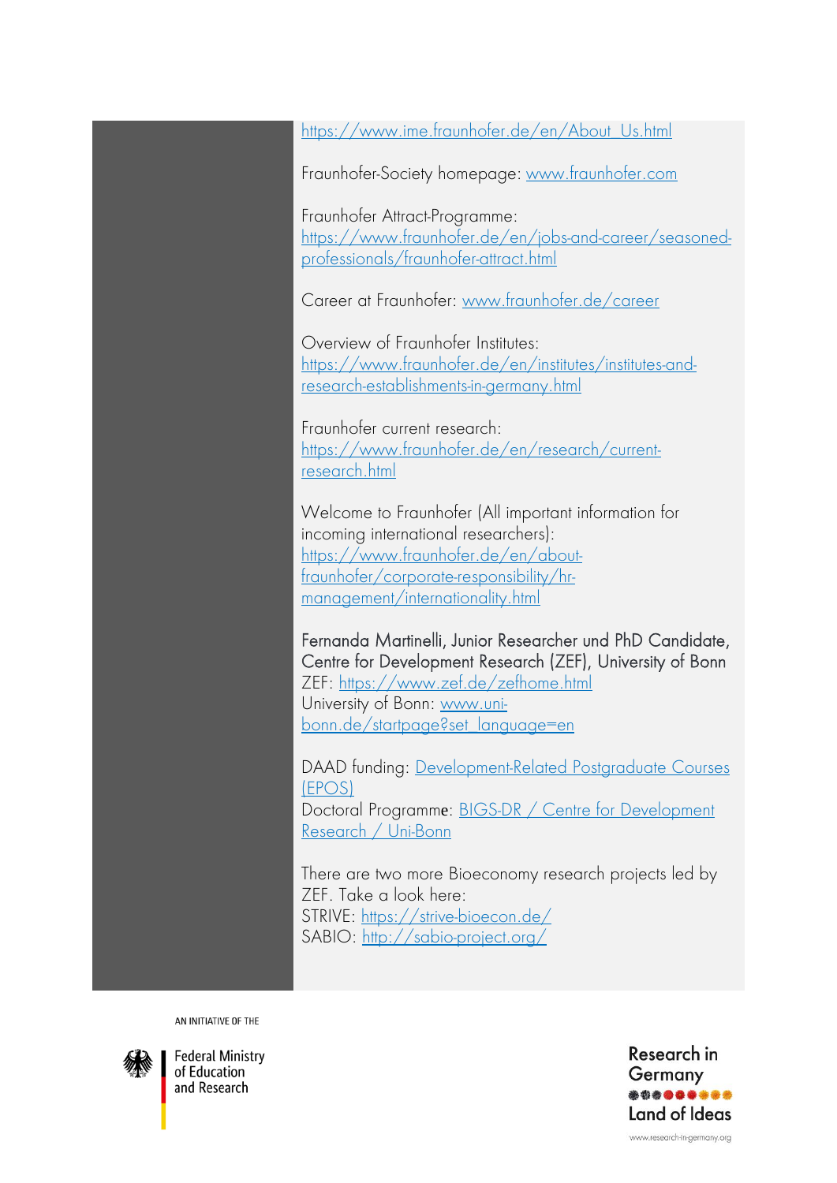https://www.ime.fraunhofer.de/en/About_Us.html

Fraunhofer-Society homepage: www.fraunhofer.com

Fraunhofer Attract-Programme: https://www.fraunhofer.de/en/jobs-and-career/seasoned-professionals/fraunhofer-attract.html

Career at Fraunhofer: www.fraunhofer.de/career

Overview of Fraunhofer Institutes: https://www.fraunhofer.de/en/institutes/institutes-and-research-establishments-in-germany.html

Fraunhofer current research: https://www.fraunhofer.de/en/research/current-research.html

Welcome to Fraunhofer (All important information for incoming international researchers): https://www.fraunhofer.de/en/about-fraunhofer/corporate-responsibility/hr-management/internationality.html

**Fernanda Martinelli, Junior Researcher und PhD Candidate, Centre for Development Research (ZEF), University of Bonn**
ZEF: https://www.zef.de/zefhome.html
University of Bonn: www.uni-bonn.de/startpage?set_language=en

DAAD funding: Development-Related Postgraduate Courses (EPOS)
Doctoral Programme: BIGS-DR / Centre for Development Research / Uni-Bonn

There are two more Bioeconomy research projects led by ZEF. Take a look here:
STRIVE: https://strive-bioecon.de/
SABIO: http://sabio-project.org/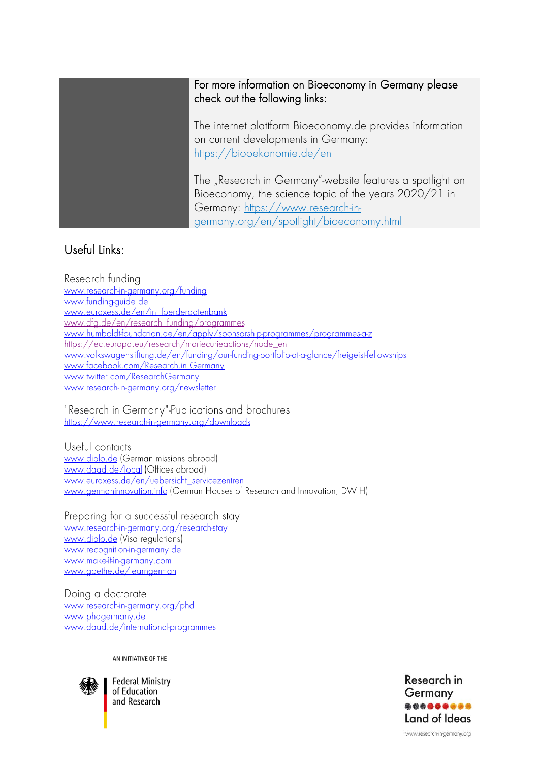For more information on Bioeconomy in Germany please check out the following links:

The internet plattform Bioeconomy.de provides information on current developments in Germany: https://biooekonomie.de/en

The „Research in Germany"-website features a spotlight on Bioeconomy, the science topic of the years 2020/21 in Germany: https://www.research-in-germany.org/en/spotlight/bioeconomy.html

## Useful Links:

Research funding
www.research-in-germany.org/funding
www.funding-guide.de
www.euraxess.de/en/in_foerderdatenbank
www.dfg.de/en/research_funding/programmes
www.humboldt-foundation.de/en/apply/sponsorship-programmes/programmes-a-z
https://ec.europa.eu/research/mariecurieactions/node_en
www.volkswagenstiftung.de/en/funding/our-funding-portfolio-at-a-glance/freigeist-fellowships
www.facebook.com/Research.in.Germany
www.twitter.com/ResearchGermany
www.research-in-germany.org/newsletter

"Research in Germany"-Publications and brochures
https://www.research-in-germany.org/downloads

Useful contacts
www.diplo.de (German missions abroad)
www.daad.de/local (Offices abroad)
www.euraxess.de/en/uebersicht_servicezentren
www.germaninnovation.info (German Houses of Research and Innovation, DWIH)

Preparing for a successful research stay
www.research-in-germany.org/research-stay
www.diplo.de (Visa regulations)
www.recognition-in-germany.de
www.make-it-in-germany.com
www.goethe.de/learngerman

Doing a doctorate
www.research-in-germany.org/phd
www.phdgermany.de
www.daad.de/international-programmes

AN INITIATIVE OF THE

Federal Ministry of Education and Research

Research in Germany
Land of Ideas
www.research-in-germany.org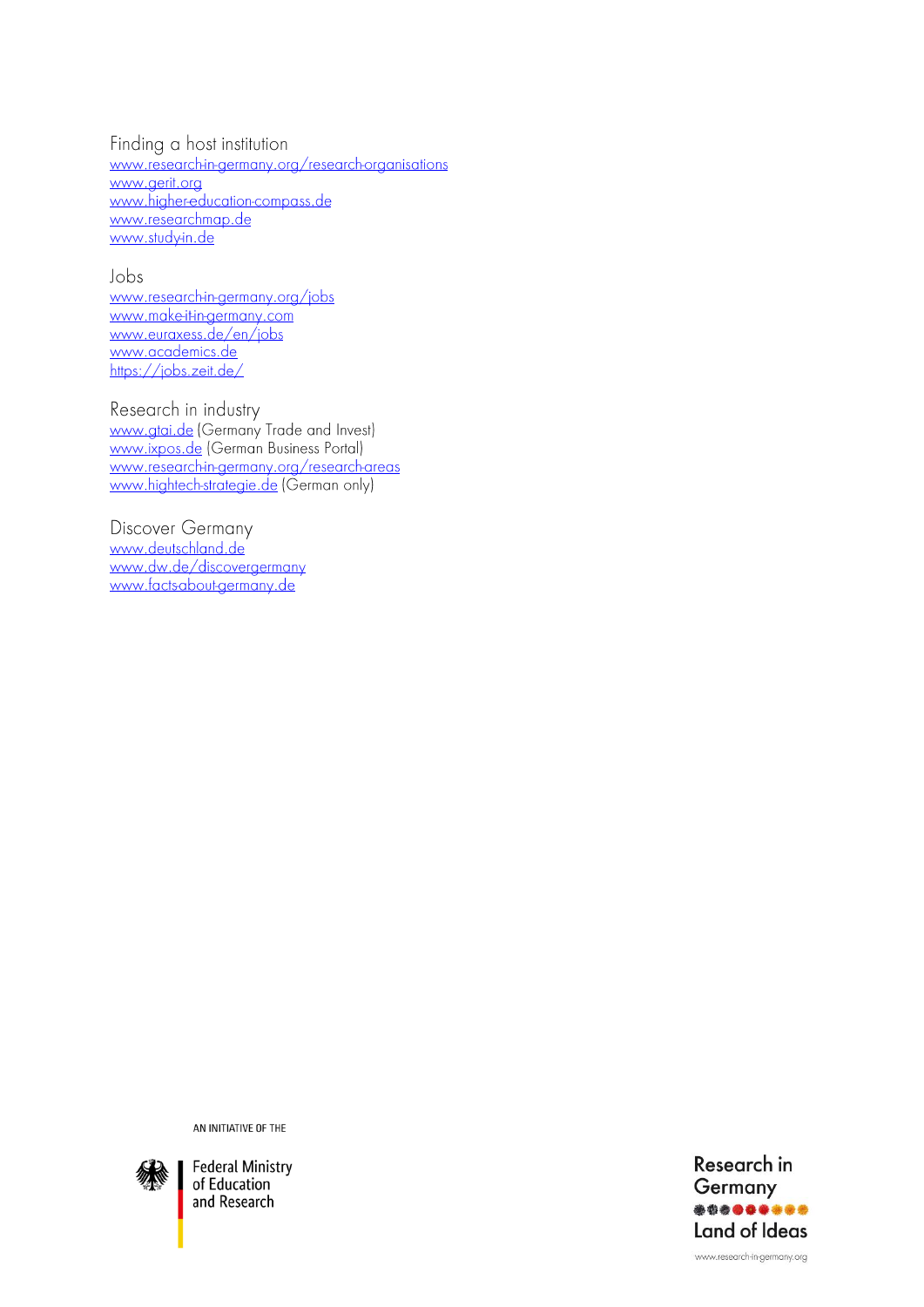## Finding a host institution

www.research-in-germany.org/research-organisations
www.gerit.org
www.higher-education-compass.de
www.researchmap.de
www.study-in.de

## Jobs

www.research-in-germany.org/jobs
www.make-it-in-germany.com
www.euraxess.de/en/jobs
www.academics.de
https://jobs.zeit.de/

## Research in industry

www.gtai.de (Germany Trade and Invest)
www.ixpos.de (German Business Portal)
www.research-in-germany.org/research-areas
www.hightech-strategie.de (German only)

## Discover Germany

www.deutschland.de
www.dw.de/discovergermany
www.facts-about-germany.de

AN INITIATIVE OF THE

Federal Ministry of Education and Research

Research in Germany
Land of Ideas
www.research-in-germany.org